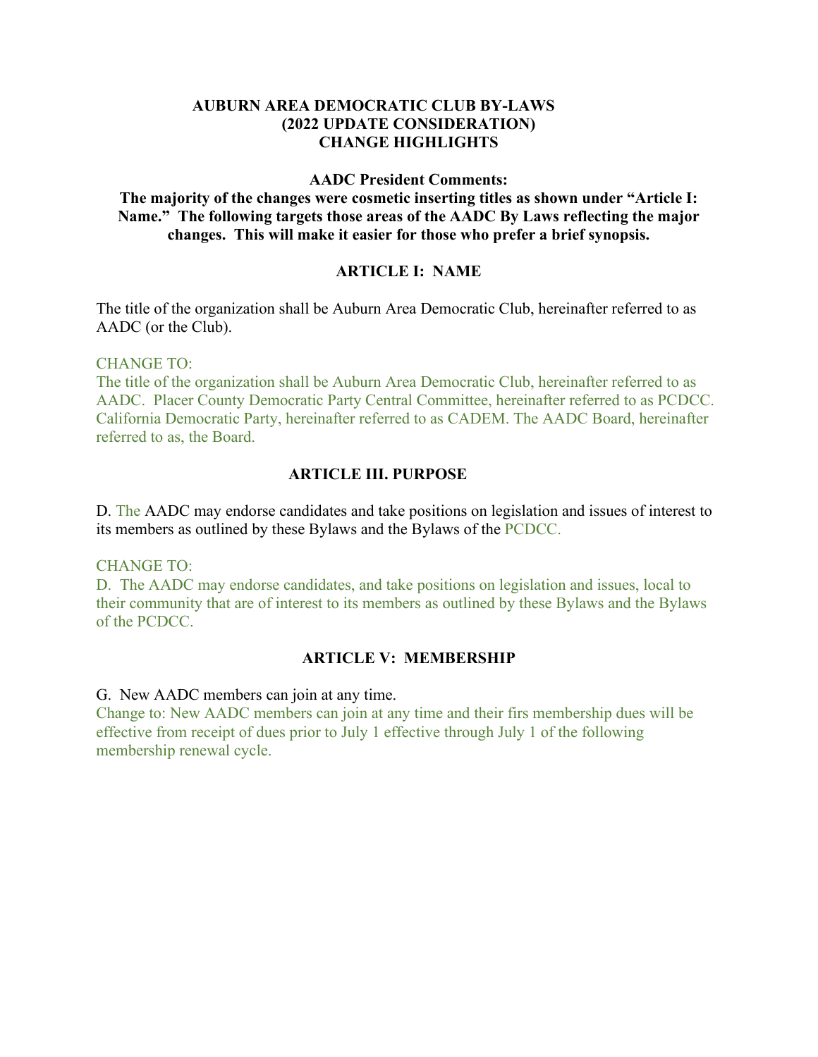# AUBURN AREA DEMOCRATIC CLUB BY-LAWS
## (2022 UPDATE CONSIDERATION)
## CHANGE HIGHLIGHTS

**AADC President Comments:**

**The majority of the changes were cosmetic inserting titles as shown under "Article I: Name." The following targets those areas of the AADC By Laws reflecting the major changes. This will make it easier for those who prefer a brief synopsis.**

### ARTICLE I: NAME

The title of the organization shall be Auburn Area Democratic Club, hereinafter referred to as AADC (or the Club).

CHANGE TO:
The title of the organization shall be Auburn Area Democratic Club, hereinafter referred to as AADC. Placer County Democratic Party Central Committee, hereinafter referred to as PCDCC. California Democratic Party, hereinafter referred to as CADEM. The AADC Board, hereinafter referred to as, the Board.

### ARTICLE III. PURPOSE

D. The AADC may endorse candidates and take positions on legislation and issues of interest to its members as outlined by these Bylaws and the Bylaws of the PCDCC.

CHANGE TO:
D. The AADC may endorse candidates, and take positions on legislation and issues, local to their community that are of interest to its members as outlined by these Bylaws and the Bylaws of the PCDCC.

### ARTICLE V: MEMBERSHIP

G. New AADC members can join at any time.
Change to: New AADC members can join at any time and their firs membership dues will be effective from receipt of dues prior to July 1 effective through July 1 of the following membership renewal cycle.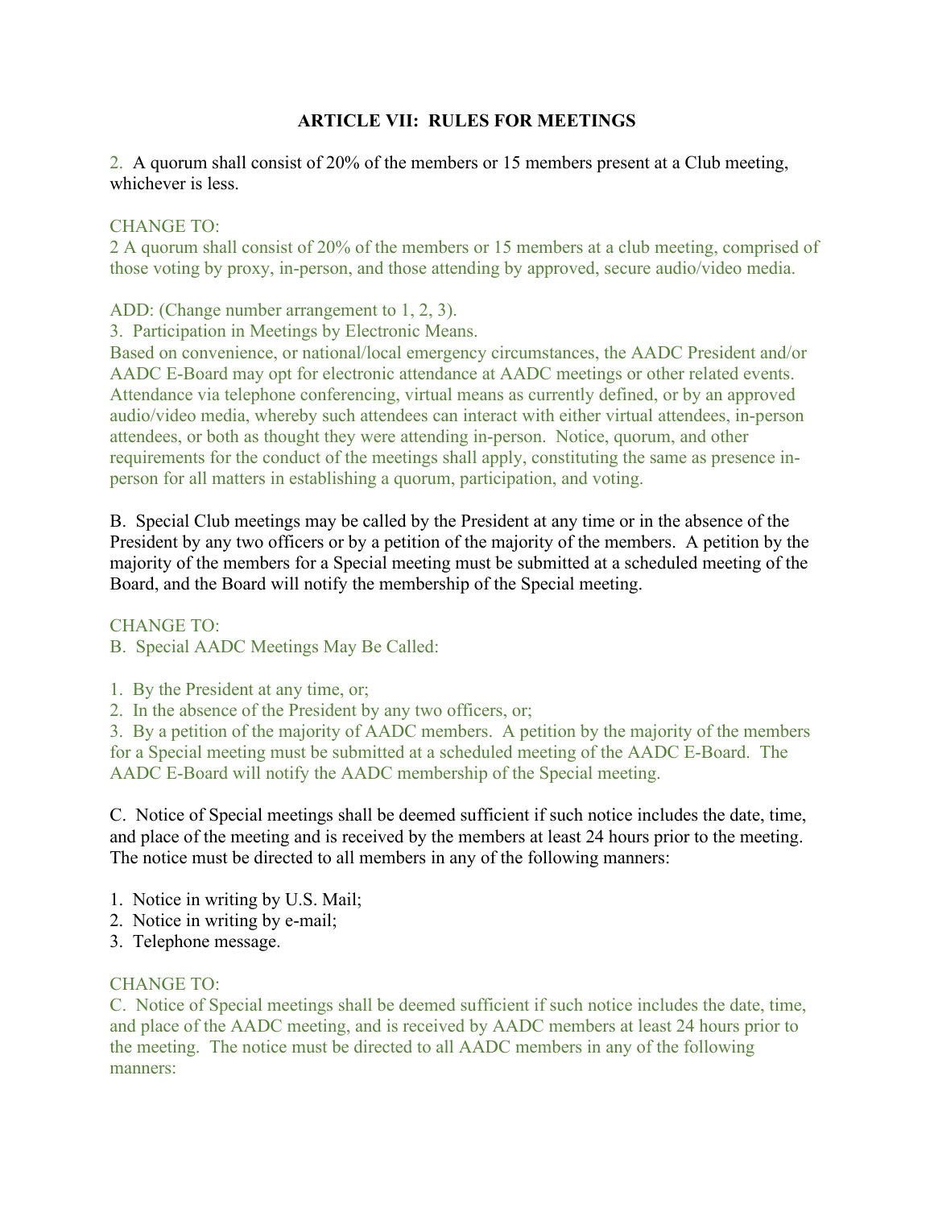## ARTICLE VII: RULES FOR MEETINGS

2. A quorum shall consist of 20% of the members or 15 members present at a Club meeting, whichever is less.

CHANGE TO:
2 A quorum shall consist of 20% of the members or 15 members at a club meeting, comprised of those voting by proxy, in-person, and those attending by approved, secure audio/video media.

ADD: (Change number arrangement to 1, 2, 3).
3. Participation in Meetings by Electronic Means.
Based on convenience, or national/local emergency circumstances, the AADC President and/or AADC E-Board may opt for electronic attendance at AADC meetings or other related events. Attendance via telephone conferencing, virtual means as currently defined, or by an approved audio/video media, whereby such attendees can interact with either virtual attendees, in-person attendees, or both as thought they were attending in-person. Notice, quorum, and other requirements for the conduct of the meetings shall apply, constituting the same as presence in-person for all matters in establishing a quorum, participation, and voting.

B. Special Club meetings may be called by the President at any time or in the absence of the President by any two officers or by a petition of the majority of the members. A petition by the majority of the members for a Special meeting must be submitted at a scheduled meeting of the Board, and the Board will notify the membership of the Special meeting.

CHANGE TO:
B. Special AADC Meetings May Be Called:

1. By the President at any time, or;
2. In the absence of the President by any two officers, or;
3. By a petition of the majority of AADC members. A petition by the majority of the members for a Special meeting must be submitted at a scheduled meeting of the AADC E-Board. The AADC E-Board will notify the AADC membership of the Special meeting.

C. Notice of Special meetings shall be deemed sufficient if such notice includes the date, time, and place of the meeting and is received by the members at least 24 hours prior to the meeting. The notice must be directed to all members in any of the following manners:

1. Notice in writing by U.S. Mail;
2. Notice in writing by e-mail;
3. Telephone message.

CHANGE TO:
C. Notice of Special meetings shall be deemed sufficient if such notice includes the date, time, and place of the AADC meeting, and is received by AADC members at least 24 hours prior to the meeting. The notice must be directed to all AADC members in any of the following manners: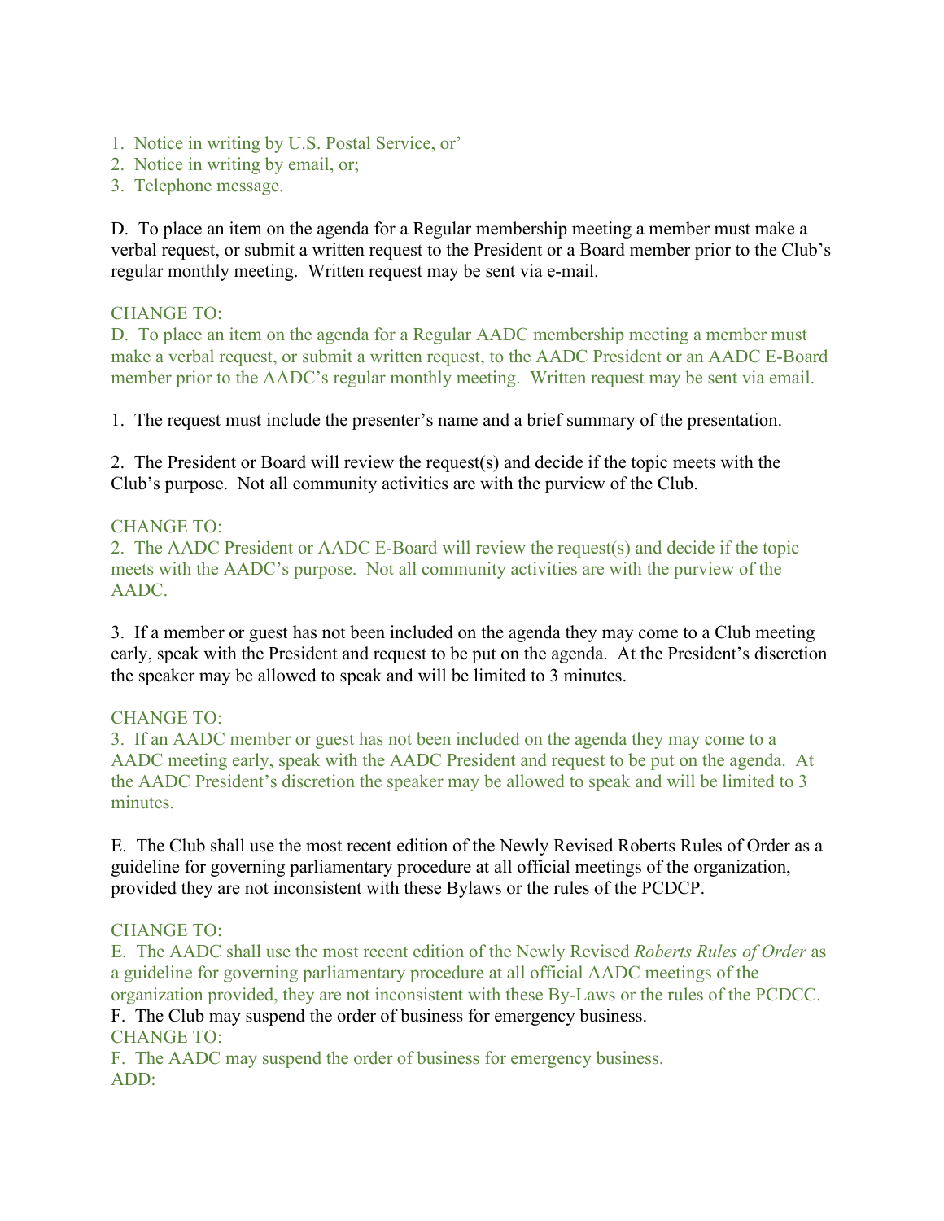1. Notice in writing by U.S. Postal Service, or'
2. Notice in writing by email, or;
3. Telephone message.

D. To place an item on the agenda for a Regular membership meeting a member must make a verbal request, or submit a written request to the President or a Board member prior to the Club's regular monthly meeting. Written request may be sent via e-mail.

CHANGE TO:
D. To place an item on the agenda for a Regular AADC membership meeting a member must make a verbal request, or submit a written request, to the AADC President or an AADC E-Board member prior to the AADC's regular monthly meeting. Written request may be sent via email.

1. The request must include the presenter's name and a brief summary of the presentation.

2. The President or Board will review the request(s) and decide if the topic meets with the Club's purpose. Not all community activities are with the purview of the Club.

CHANGE TO:
2. The AADC President or AADC E-Board will review the request(s) and decide if the topic meets with the AADC's purpose. Not all community activities are with the purview of the AADC.

3. If a member or guest has not been included on the agenda they may come to a Club meeting early, speak with the President and request to be put on the agenda. At the President's discretion the speaker may be allowed to speak and will be limited to 3 minutes.

CHANGE TO:
3. If an AADC member or guest has not been included on the agenda they may come to a AADC meeting early, speak with the AADC President and request to be put on the agenda. At the AADC President's discretion the speaker may be allowed to speak and will be limited to 3 minutes.

E. The Club shall use the most recent edition of the Newly Revised Roberts Rules of Order as a guideline for governing parliamentary procedure at all official meetings of the organization, provided they are not inconsistent with these Bylaws or the rules of the PCDCP.

CHANGE TO:
E. The AADC shall use the most recent edition of the Newly Revised *Roberts Rules of Order* as a guideline for governing parliamentary procedure at all official AADC meetings of the organization provided, they are not inconsistent with these By-Laws or the rules of the PCDCC.
F. The Club may suspend the order of business for emergency business.
CHANGE TO:
F. The AADC may suspend the order of business for emergency business.
ADD: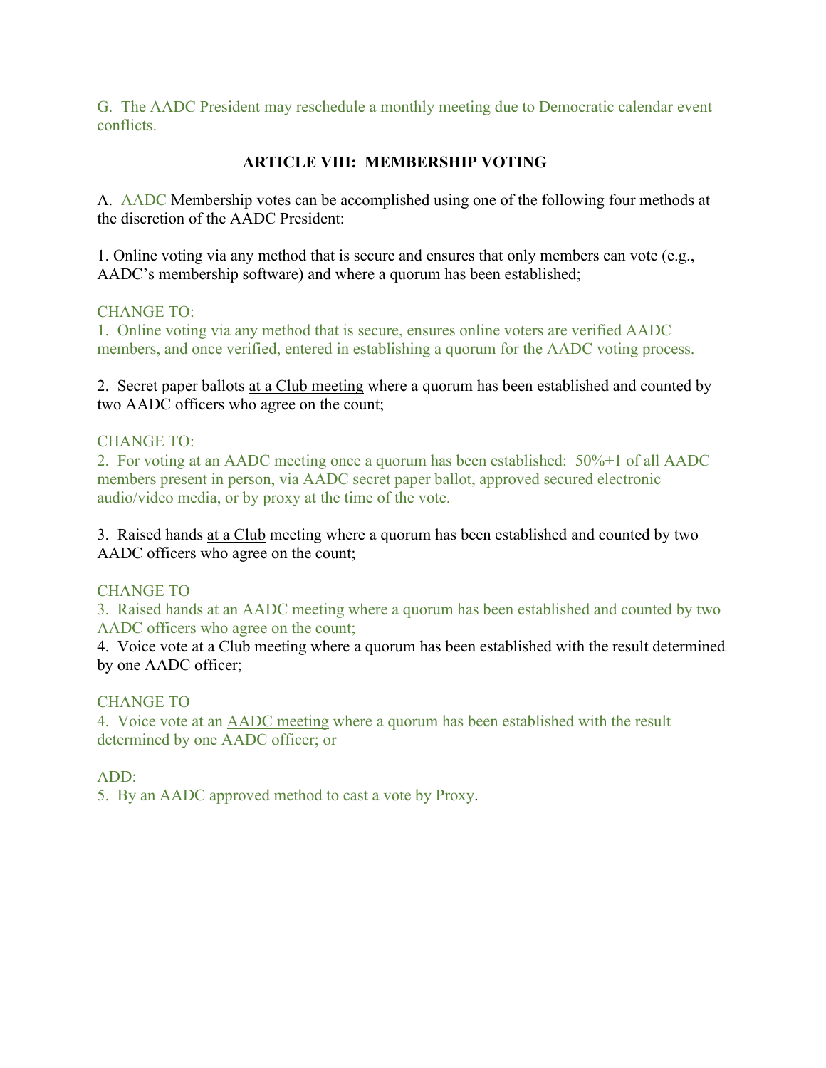G. The AADC President may reschedule a monthly meeting due to Democratic calendar event conflicts.

## ARTICLE VIII: MEMBERSHIP VOTING

A. AADC Membership votes can be accomplished using one of the following four methods at the discretion of the AADC President:

1. Online voting via any method that is secure and ensures that only members can vote (e.g., AADC's membership software) and where a quorum has been established;

CHANGE TO:
1. Online voting via any method that is secure, ensures online voters are verified AADC members, and once verified, entered in establishing a quorum for the AADC voting process.

2. Secret paper ballots <u>at a Club meeting</u> where a quorum has been established and counted by two AADC officers who agree on the count;

CHANGE TO:
2. For voting at an AADC meeting once a quorum has been established: 50%+1 of all AADC members present in person, via AADC secret paper ballot, approved secured electronic audio/video media, or by proxy at the time of the vote.

3. Raised hands <u>at a Club</u> meeting where a quorum has been established and counted by two AADC officers who agree on the count;

CHANGE TO
3. Raised hands <u>at an AADC</u> meeting where a quorum has been established and counted by two AADC officers who agree on the count;
4. Voice vote at a <u>Club meeting</u> where a quorum has been established with the result determined by one AADC officer;

CHANGE TO
4. Voice vote at an <u>AADC meeting</u> where a quorum has been established with the result determined by one AADC officer; or

ADD:
5. By an AADC approved method to cast a vote by Proxy.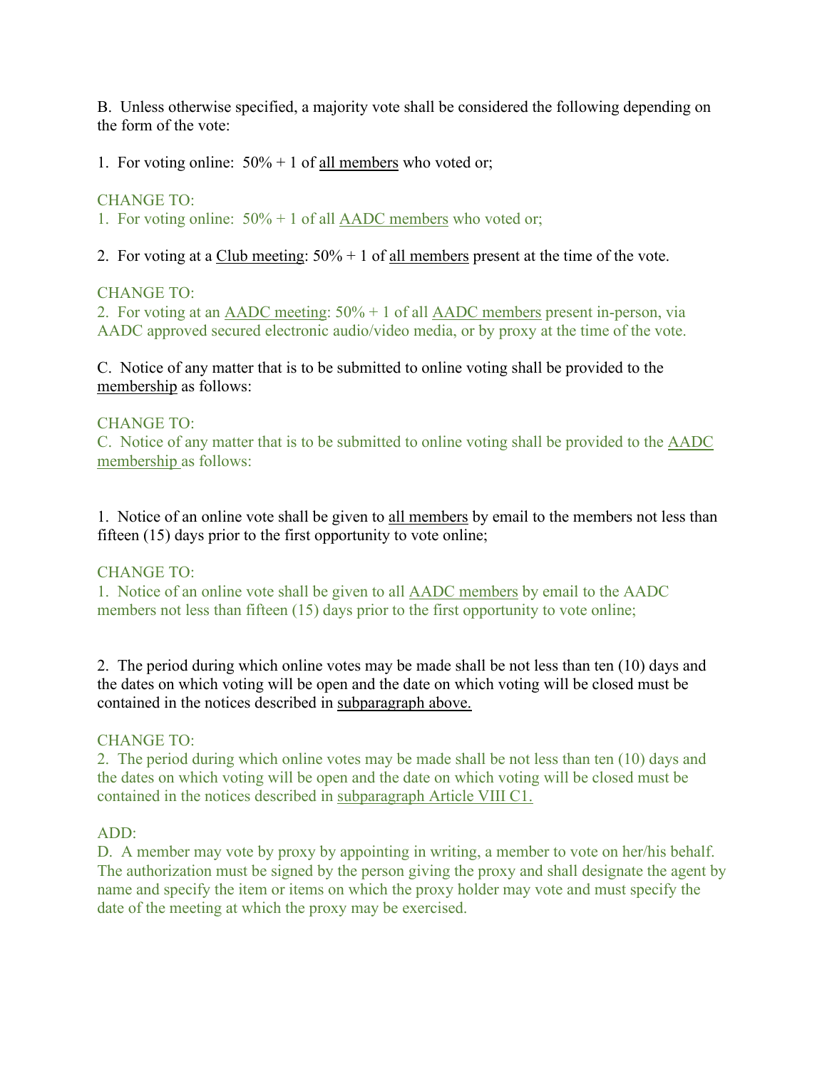B.  Unless otherwise specified, a majority vote shall be considered the following depending on the form of the vote:

1.  For voting online:  50% + 1 of <u>all members</u> who voted or;

CHANGE TO:
1.  For voting online:  50% + 1 of all <u>AADC members</u> who voted or;

2.  For voting at a <u>Club meeting</u>: 50% + 1 of <u>all members</u> present at the time of the vote.

CHANGE TO:
2.  For voting at an <u>AADC meeting</u>: 50% + 1 of all <u>AADC members</u> present in-person, via AADC approved secured electronic audio/video media, or by proxy at the time of the vote.

C.  Notice of any matter that is to be submitted to online voting shall be provided to the <u>membership</u> as follows:

CHANGE TO:
C.  Notice of any matter that is to be submitted to online voting shall be provided to the <u>AADC membership</u> as follows:

1.  Notice of an online vote shall be given to <u>all members</u> by email to the members not less than fifteen (15) days prior to the first opportunity to vote online;

CHANGE TO:
1.  Notice of an online vote shall be given to all <u>AADC members</u> by email to the AADC members not less than fifteen (15) days prior to the first opportunity to vote online;

2.  The period during which online votes may be made shall be not less than ten (10) days and the dates on which voting will be open and the date on which voting will be closed must be contained in the notices described in <u>subparagraph above.</u>

CHANGE TO:
2.  The period during which online votes may be made shall be not less than ten (10) days and the dates on which voting will be open and the date on which voting will be closed must be contained in the notices described in <u>subparagraph Article VIII C1.</u>

ADD:
D.  A member may vote by proxy by appointing in writing, a member to vote on her/his behalf. The authorization must be signed by the person giving the proxy and shall designate the agent by name and specify the item or items on which the proxy holder may vote and must specify the date of the meeting at which the proxy may be exercised.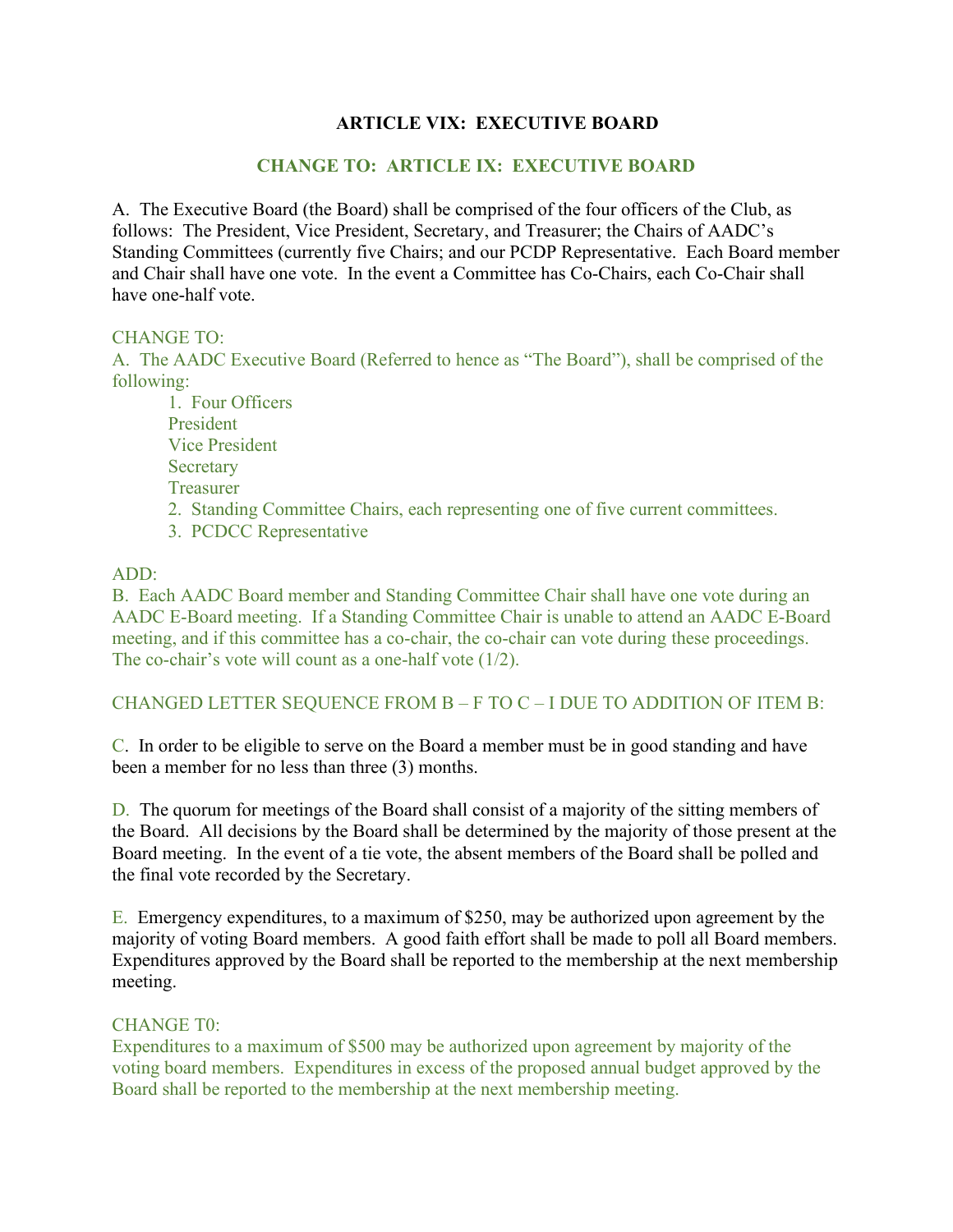**ARTICLE VIX: EXECUTIVE BOARD**

**CHANGE TO: ARTICLE IX: EXECUTIVE BOARD**

A. The Executive Board (the Board) shall be comprised of the four officers of the Club, as follows: The President, Vice President, Secretary, and Treasurer; the Chairs of AADC's Standing Committees (currently five Chairs; and our PCDP Representative. Each Board member and Chair shall have one vote. In the event a Committee has Co-Chairs, each Co-Chair shall have one-half vote.

CHANGE TO:
A. The AADC Executive Board (Referred to hence as "The Board"), shall be comprised of the following:

1. Four Officers
   President
   Vice President
   Secretary
   Treasurer
2. Standing Committee Chairs, each representing one of five current committees.
3. PCDCC Representative

ADD:
B. Each AADC Board member and Standing Committee Chair shall have one vote during an AADC E-Board meeting. If a Standing Committee Chair is unable to attend an AADC E-Board meeting, and if this committee has a co-chair, the co-chair can vote during these proceedings. The co-chair's vote will count as a one-half vote (1/2).

CHANGED LETTER SEQUENCE FROM B – F TO C – I DUE TO ADDITION OF ITEM B:

C. In order to be eligible to serve on the Board a member must be in good standing and have been a member for no less than three (3) months.

D. The quorum for meetings of the Board shall consist of a majority of the sitting members of the Board. All decisions by the Board shall be determined by the majority of those present at the Board meeting. In the event of a tie vote, the absent members of the Board shall be polled and the final vote recorded by the Secretary.

E. Emergency expenditures, to a maximum of $250, may be authorized upon agreement by the majority of voting Board members. A good faith effort shall be made to poll all Board members. Expenditures approved by the Board shall be reported to the membership at the next membership meeting.

CHANGE T0:
Expenditures to a maximum of $500 may be authorized upon agreement by majority of the voting board members. Expenditures in excess of the proposed annual budget approved by the Board shall be reported to the membership at the next membership meeting.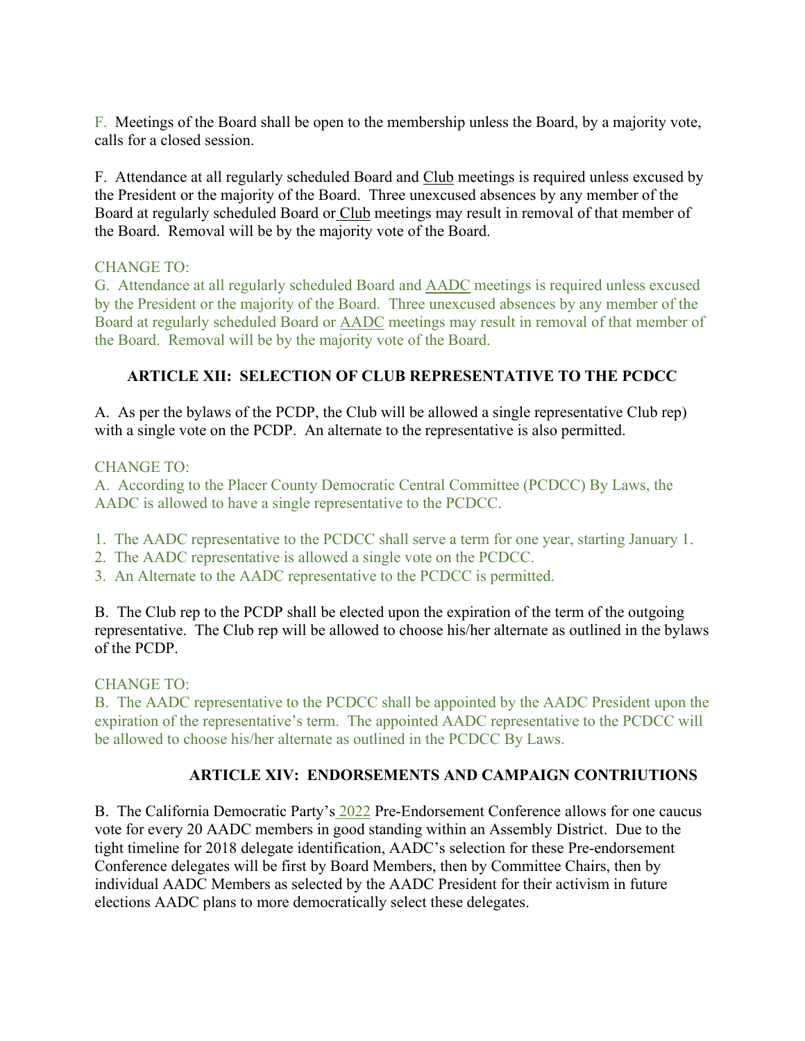F. Meetings of the Board shall be open to the membership unless the Board, by a majority vote, calls for a closed session.

F. Attendance at all regularly scheduled Board and Club meetings is required unless excused by the President or the majority of the Board. Three unexcused absences by any member of the Board at regularly scheduled Board or Club meetings may result in removal of that member of the Board. Removal will be by the majority vote of the Board.

CHANGE TO:
G. Attendance at all regularly scheduled Board and AADC meetings is required unless excused by the President or the majority of the Board. Three unexcused absences by any member of the Board at regularly scheduled Board or AADC meetings may result in removal of that member of the Board. Removal will be by the majority vote of the Board.

## ARTICLE XII: SELECTION OF CLUB REPRESENTATIVE TO THE PCDCC

A. As per the bylaws of the PCDP, the Club will be allowed a single representative Club rep) with a single vote on the PCDP. An alternate to the representative is also permitted.

CHANGE TO:
A. According to the Placer County Democratic Central Committee (PCDCC) By Laws, the AADC is allowed to have a single representative to the PCDCC.

1. The AADC representative to the PCDCC shall serve a term for one year, starting January 1.
2. The AADC representative is allowed a single vote on the PCDCC.
3. An Alternate to the AADC representative to the PCDCC is permitted.

B. The Club rep to the PCDP shall be elected upon the expiration of the term of the outgoing representative. The Club rep will be allowed to choose his/her alternate as outlined in the bylaws of the PCDP.

CHANGE TO:
B. The AADC representative to the PCDCC shall be appointed by the AADC President upon the expiration of the representative's term. The appointed AADC representative to the PCDCC will be allowed to choose his/her alternate as outlined in the PCDCC By Laws.

## ARTICLE XIV: ENDORSEMENTS AND CAMPAIGN CONTRIUTIONS

B. The California Democratic Party's 2022 Pre-Endorsement Conference allows for one caucus vote for every 20 AADC members in good standing within an Assembly District. Due to the tight timeline for 2018 delegate identification, AADC's selection for these Pre-endorsement Conference delegates will be first by Board Members, then by Committee Chairs, then by individual AADC Members as selected by the AADC President for their activism in future elections AADC plans to more democratically select these delegates.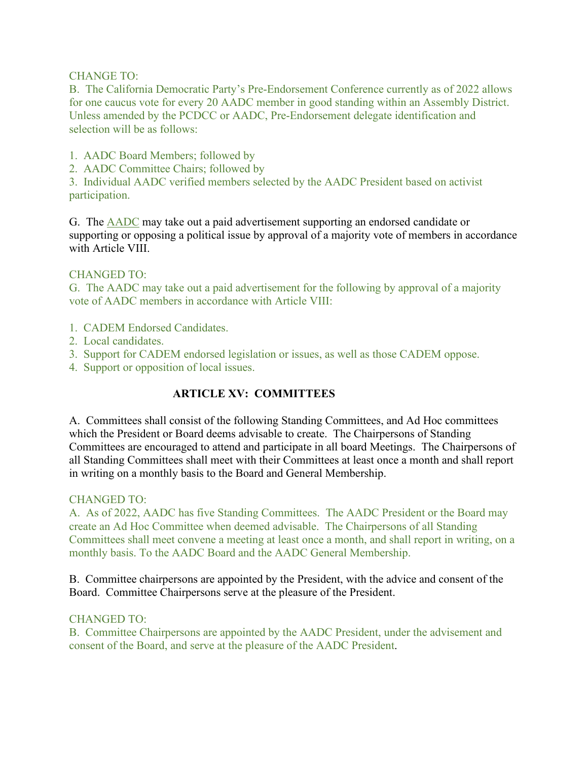CHANGE TO:

B. The California Democratic Party's Pre-Endorsement Conference currently as of 2022 allows for one caucus vote for every 20 AADC member in good standing within an Assembly District. Unless amended by the PCDCC or AADC, Pre-Endorsement delegate identification and selection will be as follows:

1. AADC Board Members; followed by
2. AADC Committee Chairs; followed by
3. Individual AADC verified members selected by the AADC President based on activist participation.

G. The AADC may take out a paid advertisement supporting an endorsed candidate or supporting or opposing a political issue by approval of a majority vote of members in accordance with Article VIII.

CHANGED TO:

G. The AADC may take out a paid advertisement for the following by approval of a majority vote of AADC members in accordance with Article VIII:

1. CADEM Endorsed Candidates.
2. Local candidates.
3. Support for CADEM endorsed legislation or issues, as well as those CADEM oppose.
4. Support or opposition of local issues.

## ARTICLE XV: COMMITTEES

A. Committees shall consist of the following Standing Committees, and Ad Hoc committees which the President or Board deems advisable to create. The Chairpersons of Standing Committees are encouraged to attend and participate in all board Meetings. The Chairpersons of all Standing Committees shall meet with their Committees at least once a month and shall report in writing on a monthly basis to the Board and General Membership.

CHANGED TO:

A. As of 2022, AADC has five Standing Committees. The AADC President or the Board may create an Ad Hoc Committee when deemed advisable. The Chairpersons of all Standing Committees shall meet convene a meeting at least once a month, and shall report in writing, on a monthly basis. To the AADC Board and the AADC General Membership.

B. Committee chairpersons are appointed by the President, with the advice and consent of the Board. Committee Chairpersons serve at the pleasure of the President.

CHANGED TO:

B. Committee Chairpersons are appointed by the AADC President, under the advisement and consent of the Board, and serve at the pleasure of the AADC President.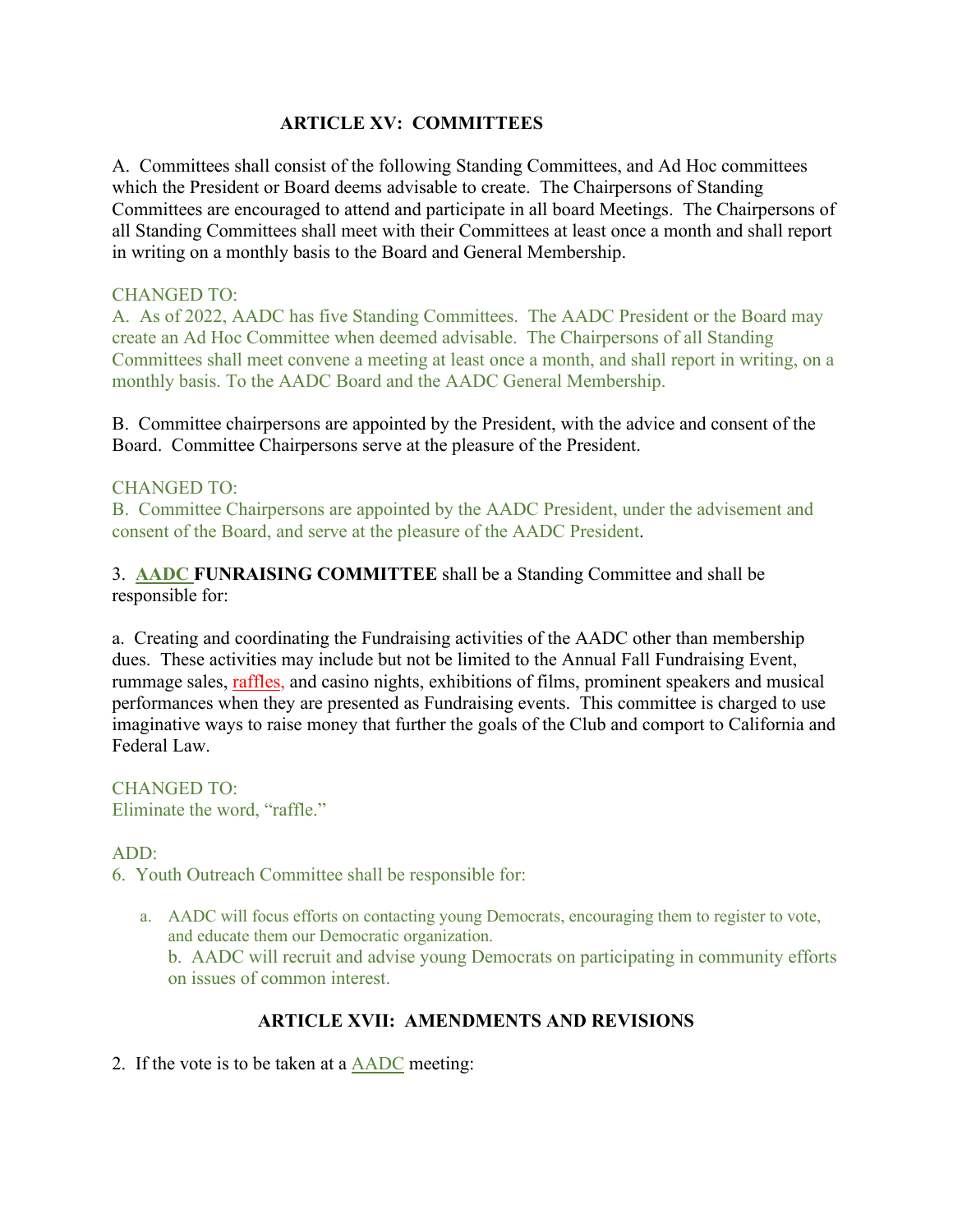### ARTICLE XV: COMMITTEES

A. Committees shall consist of the following Standing Committees, and Ad Hoc committees which the President or Board deems advisable to create. The Chairpersons of Standing Committees are encouraged to attend and participate in all board Meetings. The Chairpersons of all Standing Committees shall meet with their Committees at least once a month and shall report in writing on a monthly basis to the Board and General Membership.

CHANGED TO:
A. As of 2022, AADC has five Standing Committees. The AADC President or the Board may create an Ad Hoc Committee when deemed advisable. The Chairpersons of all Standing Committees shall meet convene a meeting at least once a month, and shall report in writing, on a monthly basis. To the AADC Board and the AADC General Membership.

B. Committee chairpersons are appointed by the President, with the advice and consent of the Board. Committee Chairpersons serve at the pleasure of the President.

CHANGED TO:
B. Committee Chairpersons are appointed by the AADC President, under the advisement and consent of the Board, and serve at the pleasure of the AADC President.

3. **AADC FUNRAISING COMMITTEE** shall be a Standing Committee and shall be responsible for:

a. Creating and coordinating the Fundraising activities of the AADC other than membership dues. These activities may include but not be limited to the Annual Fall Fundraising Event, rummage sales, raffles, and casino nights, exhibitions of films, prominent speakers and musical performances when they are presented as Fundraising events. This committee is charged to use imaginative ways to raise money that further the goals of the Club and comport to California and Federal Law.

CHANGED TO:
Eliminate the word, "raffle."

ADD:
6. Youth Outreach Committee shall be responsible for:

   a. AADC will focus efforts on contacting young Democrats, encouraging them to register to vote, and educate them our Democratic organization.
   b. AADC will recruit and advise young Democrats on participating in community efforts on issues of common interest.

### ARTICLE XVII: AMENDMENTS AND REVISIONS

2. If the vote is to be taken at a AADC meeting: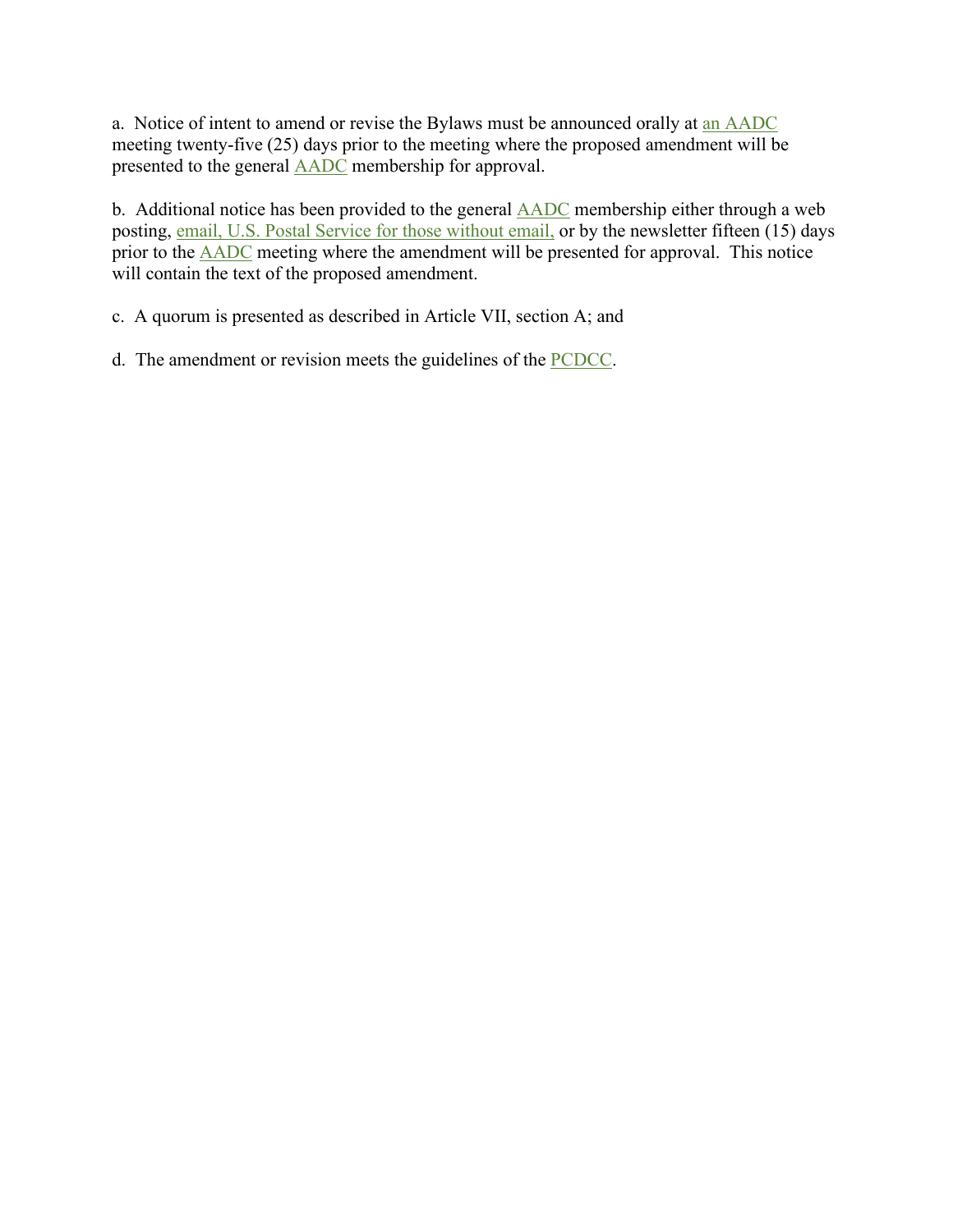a. Notice of intent to amend or revise the Bylaws must be announced orally at an AADC meeting twenty-five (25) days prior to the meeting where the proposed amendment will be presented to the general AADC membership for approval.

b. Additional notice has been provided to the general AADC membership either through a web posting, email, U.S. Postal Service for those without email, or by the newsletter fifteen (15) days prior to the AADC meeting where the amendment will be presented for approval. This notice will contain the text of the proposed amendment.

c. A quorum is presented as described in Article VII, section A; and

d. The amendment or revision meets the guidelines of the PCDCC.